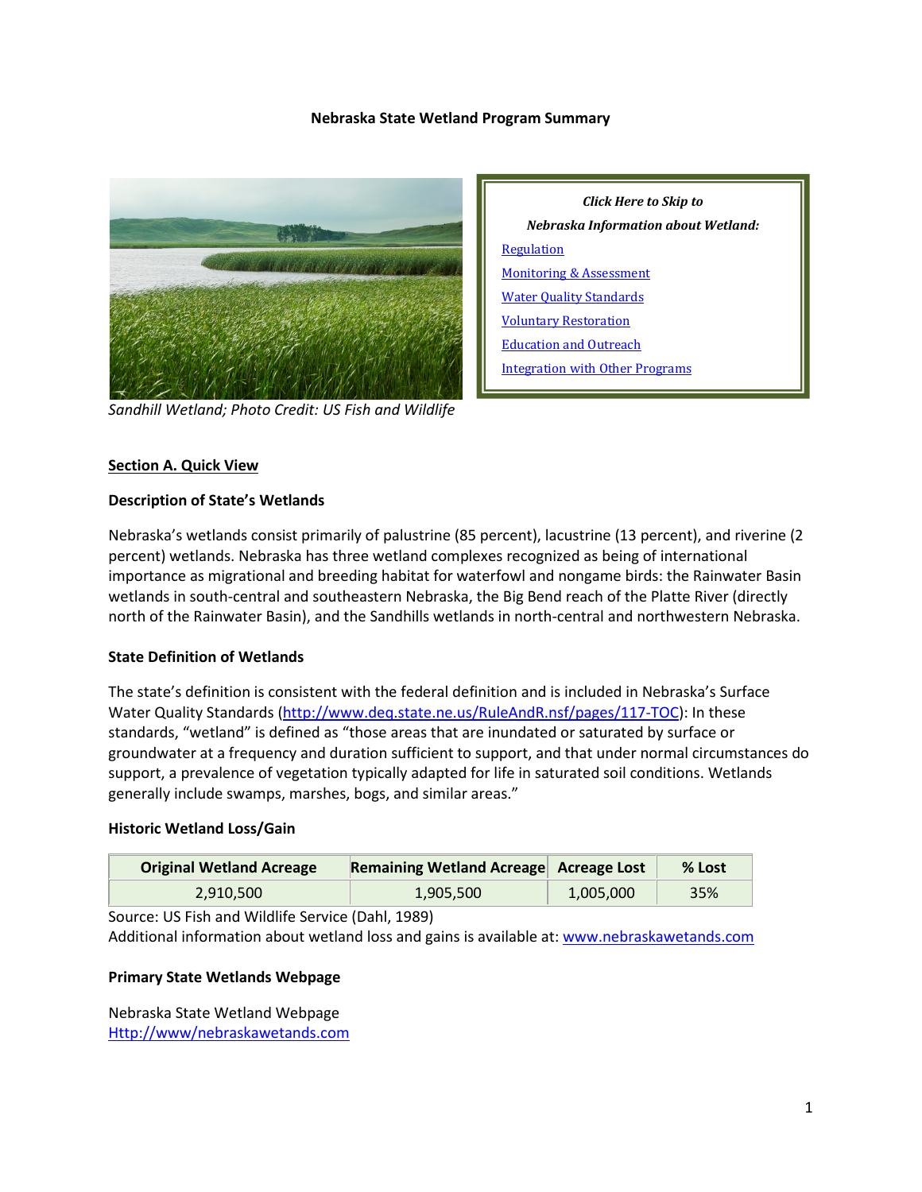# Nebraska State Wetland Program Summary

Sandhill Wetland; Photo Credit: US Fish and Wildlife

***Click Here to Skip to***

***Nebraska Information about Wetland:***

- [Regulation](#)
- [Monitoring & Assessment](#)
- [Water Quality Standards](#)
- [Voluntary Restoration](#)
- [Education and Outreach](#)
- [Integration with Other Programs](#)

## Section A. Quick View

### Description of State's Wetlands

Nebraska's wetlands consist primarily of palustrine (85 percent), lacustrine (13 percent), and riverine (2 percent) wetlands. Nebraska has three wetland complexes recognized as being of international importance as migrational and breeding habitat for waterfowl and nongame birds: the Rainwater Basin wetlands in south-central and southeastern Nebraska, the Big Bend reach of the Platte River (directly north of the Rainwater Basin), and the Sandhills wetlands in north-central and northwestern Nebraska.

### State Definition of Wetlands

The state's definition is consistent with the federal definition and is included in Nebraska's Surface Water Quality Standards (http://www.deq.state.ne.us/RuleAndR.nsf/pages/117-TOC): In these standards, "wetland" is defined as "those areas that are inundated or saturated by surface or groundwater at a frequency and duration sufficient to support, and that under normal circumstances do support, a prevalence of vegetation typically adapted for life in saturated soil conditions. Wetlands generally include swamps, marshes, bogs, and similar areas."

### Historic Wetland Loss/Gain

| Original Wetland Acreage | Remaining Wetland Acreage | Acreage Lost | % Lost |
|---|---|---|---|
| 2,910,500 | 1,905,500 | 1,005,000 | 35% |

Source: US Fish and Wildlife Service (Dahl, 1989)
Additional information about wetland loss and gains is available at: www.nebraskawetands.com

### Primary State Wetlands Webpage

Nebraska State Wetland Webpage
Http://www/nebraskawetands.com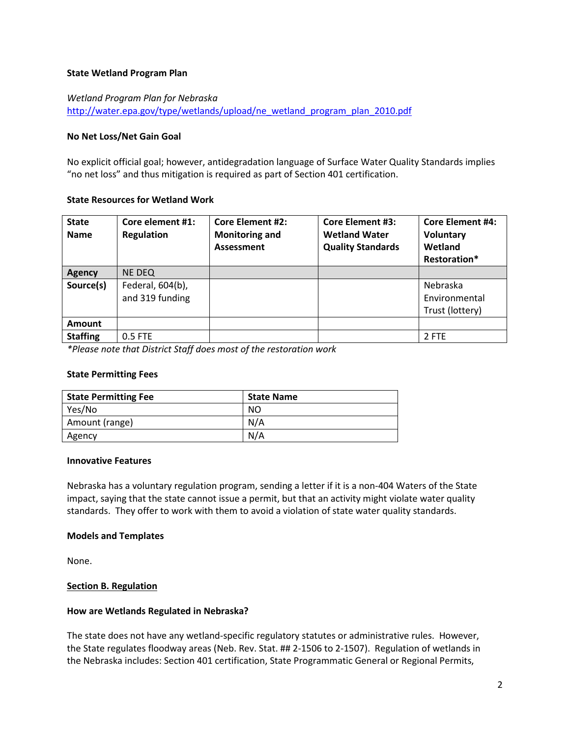**State Wetland Program Plan**

*Wetland Program Plan for Nebraska*
http://water.epa.gov/type/wetlands/upload/ne_wetland_program_plan_2010.pdf

**No Net Loss/Net Gain Goal**

No explicit official goal; however, antidegradation language of Surface Water Quality Standards implies "no net loss" and thus mitigation is required as part of Section 401 certification.

**State Resources for Wetland Work**

| State Name | Core element #1: Regulation | Core Element #2: Monitoring and Assessment | Core Element #3: Wetland Water Quality Standards | Core Element #4: Voluntary Wetland Restoration* |
|---|---|---|---|---|
| **Agency** | NE DEQ | | | |
| **Source(s)** | Federal, 604(b), and 319 funding | | | Nebraska Environmental Trust (lottery) |
| **Amount** | | | | |
| **Staffing** | 0.5 FTE | | | 2 FTE |

*\*Please note that District Staff does most of the restoration work*

**State Permitting Fees**

| State Permitting Fee | State Name |
|---|---|
| Yes/No | NO |
| Amount (range) | N/A |
| Agency | N/A |

**Innovative Features**

Nebraska has a voluntary regulation program, sending a letter if it is a non-404 Waters of the State impact, saying that the state cannot issue a permit, but that an activity might violate water quality standards. They offer to work with them to avoid a violation of state water quality standards.

**Models and Templates**

None.

## Section B. Regulation

**How are Wetlands Regulated in Nebraska?**

The state does not have any wetland-specific regulatory statutes or administrative rules. However, the State regulates floodway areas (Neb. Rev. Stat. ## 2-1506 to 2-1507). Regulation of wetlands in the Nebraska includes: Section 401 certification, State Programmatic General or Regional Permits,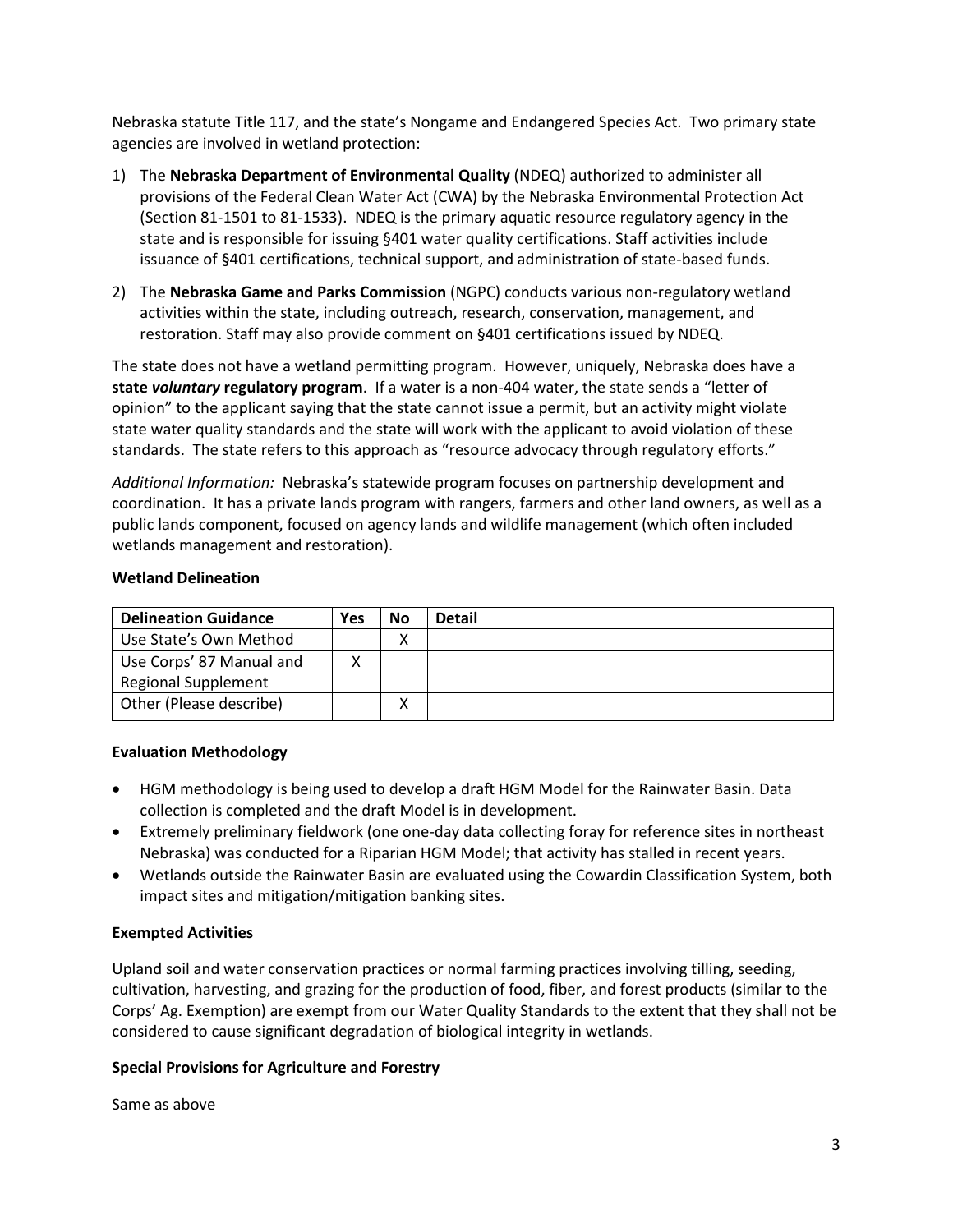Nebraska statute Title 117, and the state's Nongame and Endangered Species Act. Two primary state agencies are involved in wetland protection:

1) The **Nebraska Department of Environmental Quality** (NDEQ) authorized to administer all provisions of the Federal Clean Water Act (CWA) by the Nebraska Environmental Protection Act (Section 81-1501 to 81-1533). NDEQ is the primary aquatic resource regulatory agency in the state and is responsible for issuing §401 water quality certifications. Staff activities include issuance of §401 certifications, technical support, and administration of state-based funds.

2) The **Nebraska Game and Parks Commission** (NGPC) conducts various non-regulatory wetland activities within the state, including outreach, research, conservation, management, and restoration. Staff may also provide comment on §401 certifications issued by NDEQ.

The state does not have a wetland permitting program. However, uniquely, Nebraska does have a **state *voluntary* regulatory program**. If a water is a non-404 water, the state sends a "letter of opinion" to the applicant saying that the state cannot issue a permit, but an activity might violate state water quality standards and the state will work with the applicant to avoid violation of these standards. The state refers to this approach as "resource advocacy through regulatory efforts."

*Additional Information:* Nebraska's statewide program focuses on partnership development and coordination. It has a private lands program with rangers, farmers and other land owners, as well as a public lands component, focused on agency lands and wildlife management (which often included wetlands management and restoration).

**Wetland Delineation**

| Delineation Guidance | Yes | No | Detail |
|---|---|---|---|
| Use State's Own Method | | X | |
| Use Corps' 87 Manual and Regional Supplement | X | | |
| Other (Please describe) | | X | |

**Evaluation Methodology**

- HGM methodology is being used to develop a draft HGM Model for the Rainwater Basin. Data collection is completed and the draft Model is in development.
- Extremely preliminary fieldwork (one one-day data collecting foray for reference sites in northeast Nebraska) was conducted for a Riparian HGM Model; that activity has stalled in recent years.
- Wetlands outside the Rainwater Basin are evaluated using the Cowardin Classification System, both impact sites and mitigation/mitigation banking sites.

**Exempted Activities**

Upland soil and water conservation practices or normal farming practices involving tilling, seeding, cultivation, harvesting, and grazing for the production of food, fiber, and forest products (similar to the Corps' Ag. Exemption) are exempt from our Water Quality Standards to the extent that they shall not be considered to cause significant degradation of biological integrity in wetlands.

**Special Provisions for Agriculture and Forestry**

Same as above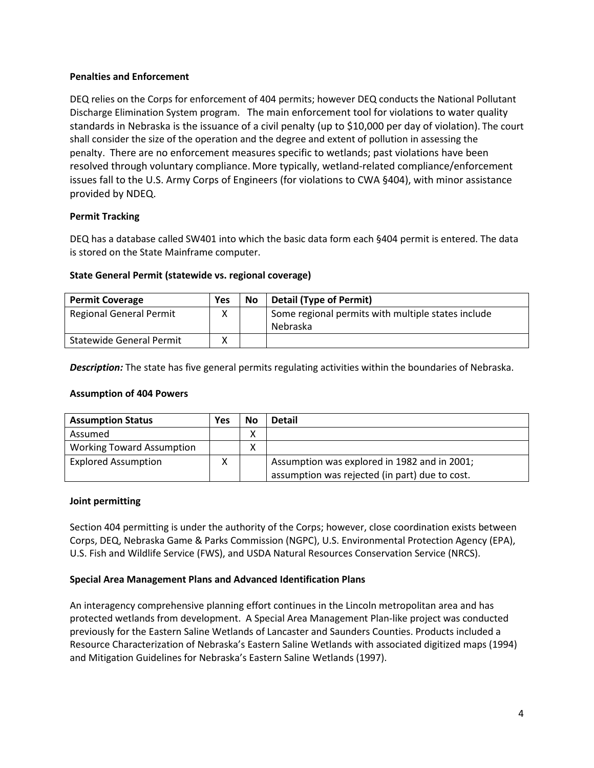**Penalties and Enforcement**

DEQ relies on the Corps for enforcement of 404 permits; however DEQ conducts the National Pollutant Discharge Elimination System program. The main enforcement tool for violations to water quality standards in Nebraska is the issuance of a civil penalty (up to $10,000 per day of violation). The court shall consider the size of the operation and the degree and extent of pollution in assessing the penalty. There are no enforcement measures specific to wetlands; past violations have been resolved through voluntary compliance. More typically, wetland-related compliance/enforcement issues fall to the U.S. Army Corps of Engineers (for violations to CWA §404), with minor assistance provided by NDEQ.

**Permit Tracking**

DEQ has a database called SW401 into which the basic data form each §404 permit is entered. The data is stored on the State Mainframe computer.

**State General Permit (statewide vs. regional coverage)**

| Permit Coverage | Yes | No | Detail (Type of Permit) |
| --- | --- | --- | --- |
| Regional General Permit | X | | Some regional permits with multiple states include Nebraska |
| Statewide General Permit | X | | |

***Description:*** The state has five general permits regulating activities within the boundaries of Nebraska.

**Assumption of 404 Powers**

| Assumption Status | Yes | No | Detail |
| --- | --- | --- | --- |
| Assumed | | X | |
| Working Toward Assumption | | X | |
| Explored Assumption | X | | Assumption was explored in 1982 and in 2001; assumption was rejected (in part) due to cost. |

**Joint permitting**

Section 404 permitting is under the authority of the Corps; however, close coordination exists between Corps, DEQ, Nebraska Game & Parks Commission (NGPC), U.S. Environmental Protection Agency (EPA), U.S. Fish and Wildlife Service (FWS), and USDA Natural Resources Conservation Service (NRCS).

**Special Area Management Plans and Advanced Identification Plans**

An interagency comprehensive planning effort continues in the Lincoln metropolitan area and has protected wetlands from development. A Special Area Management Plan-like project was conducted previously for the Eastern Saline Wetlands of Lancaster and Saunders Counties. Products included a Resource Characterization of Nebraska's Eastern Saline Wetlands with associated digitized maps (1994) and Mitigation Guidelines for Nebraska's Eastern Saline Wetlands (1997).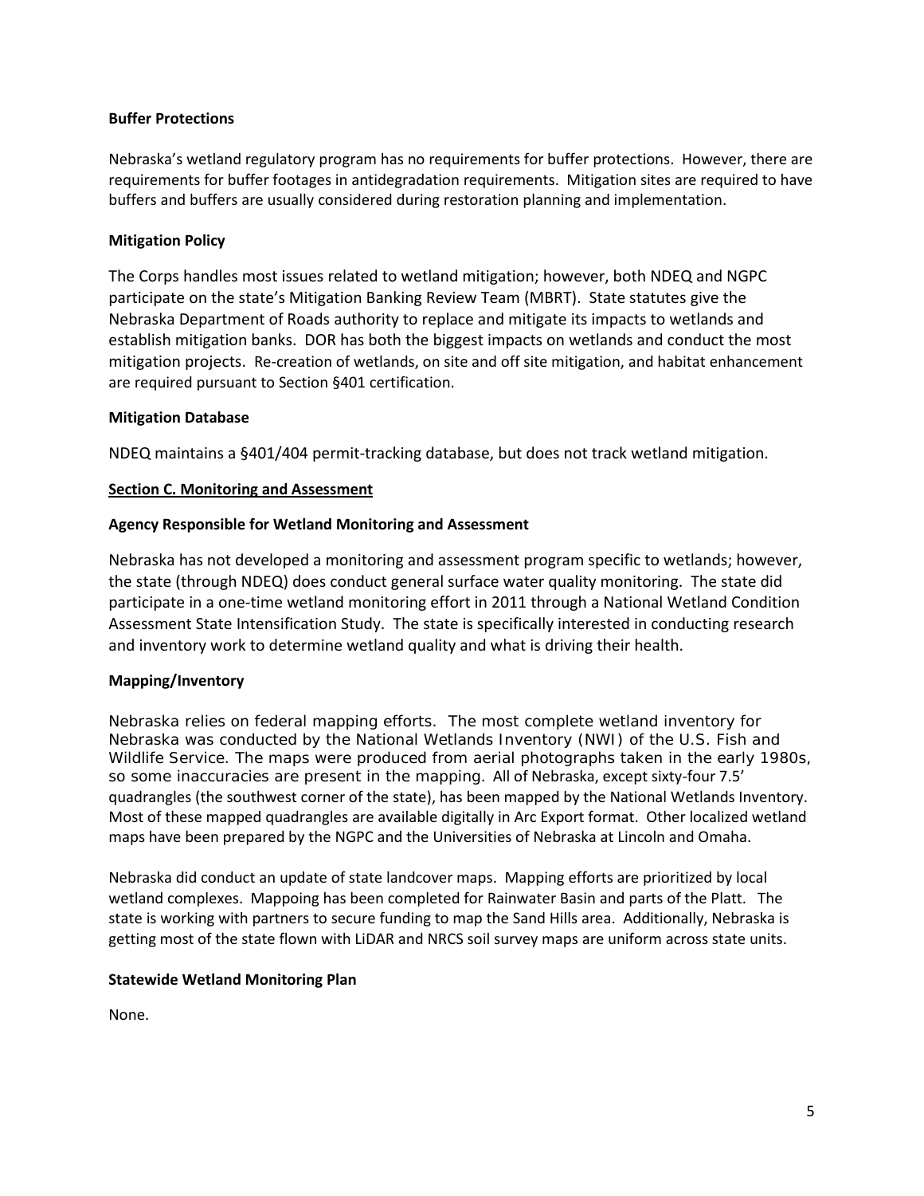### Buffer Protections

Nebraska's wetland regulatory program has no requirements for buffer protections. However, there are requirements for buffer footages in antidegradation requirements. Mitigation sites are required to have buffers and buffers are usually considered during restoration planning and implementation.

### Mitigation Policy

The Corps handles most issues related to wetland mitigation; however, both NDEQ and NGPC participate on the state's Mitigation Banking Review Team (MBRT). State statutes give the Nebraska Department of Roads authority to replace and mitigate its impacts to wetlands and establish mitigation banks. DOR has both the biggest impacts on wetlands and conduct the most mitigation projects. Re-creation of wetlands, on site and off site mitigation, and habitat enhancement are required pursuant to Section §401 certification.

### Mitigation Database

NDEQ maintains a §401/404 permit-tracking database, but does not track wetland mitigation.

## Section C. Monitoring and Assessment

### Agency Responsible for Wetland Monitoring and Assessment

Nebraska has not developed a monitoring and assessment program specific to wetlands; however, the state (through NDEQ) does conduct general surface water quality monitoring. The state did participate in a one-time wetland monitoring effort in 2011 through a National Wetland Condition Assessment State Intensification Study. The state is specifically interested in conducting research and inventory work to determine wetland quality and what is driving their health.

### Mapping/Inventory

Nebraska relies on federal mapping efforts. The most complete wetland inventory for Nebraska was conducted by the National Wetlands Inventory (NWI) of the U.S. Fish and Wildlife Service. The maps were produced from aerial photographs taken in the early 1980s, so some inaccuracies are present in the mapping. All of Nebraska, except sixty-four 7.5' quadrangles (the southwest corner of the state), has been mapped by the National Wetlands Inventory. Most of these mapped quadrangles are available digitally in Arc Export format. Other localized wetland maps have been prepared by the NGPC and the Universities of Nebraska at Lincoln and Omaha.

Nebraska did conduct an update of state landcover maps. Mapping efforts are prioritized by local wetland complexes. Mappoing has been completed for Rainwater Basin and parts of the Platt. The state is working with partners to secure funding to map the Sand Hills area. Additionally, Nebraska is getting most of the state flown with LiDAR and NRCS soil survey maps are uniform across state units.

### Statewide Wetland Monitoring Plan

None.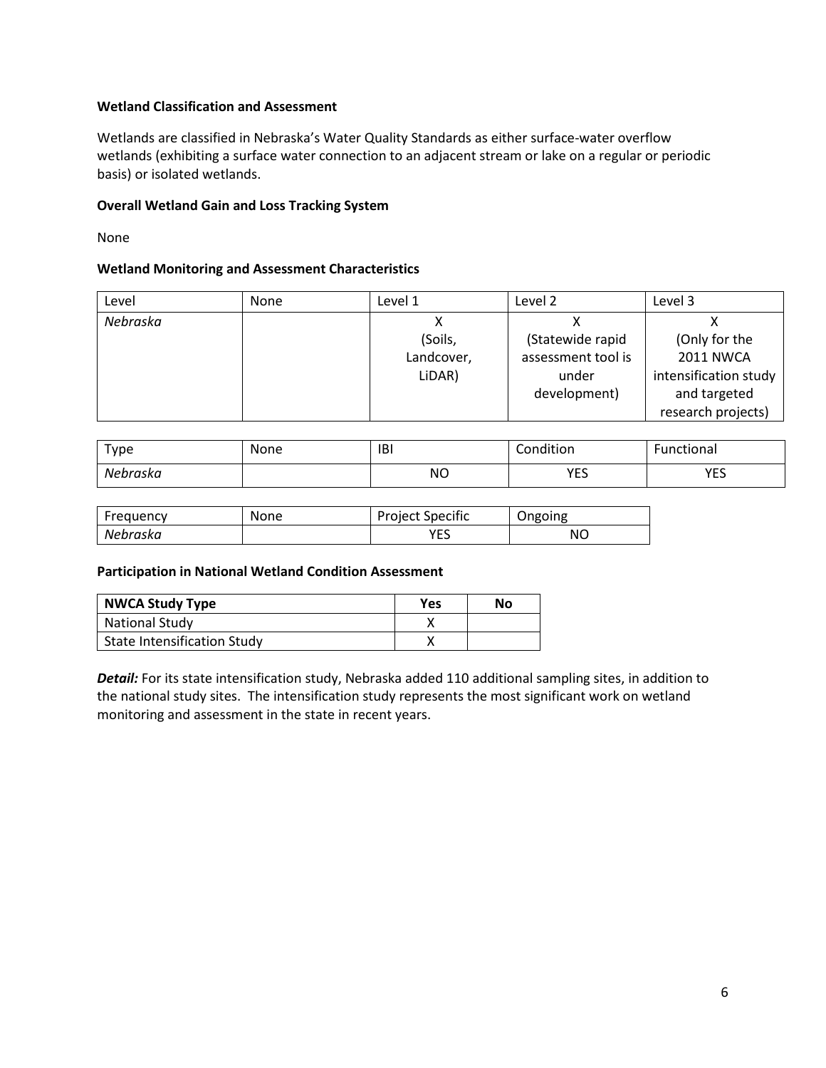**Wetland Classification and Assessment**

Wetlands are classified in Nebraska's Water Quality Standards as either surface-water overflow wetlands (exhibiting a surface water connection to an adjacent stream or lake on a regular or periodic basis) or isolated wetlands.

**Overall Wetland Gain and Loss Tracking System**

None

**Wetland Monitoring and Assessment Characteristics**

| Level | None | Level 1 | Level 2 | Level 3 |
|---|---|---|---|---|
| *Nebraska* | | X (Soils, Landcover, LiDAR) | X (Statewide rapid assessment tool is under development) | X (Only for the 2011 NWCA intensification study and targeted research projects) |

| Type | None | IBI | Condition | Functional |
|---|---|---|---|---|
| *Nebraska* | | NO | YES | YES |

| Frequency | None | Project Specific | Ongoing |
|---|---|---|---|
| *Nebraska* | | YES | NO |

**Participation in National Wetland Condition Assessment**

| NWCA Study Type | Yes | No |
|---|---|---|
| National Study | X | |
| State Intensification Study | X | |

***Detail:*** For its state intensification study, Nebraska added 110 additional sampling sites, in addition to the national study sites. The intensification study represents the most significant work on wetland monitoring and assessment in the state in recent years.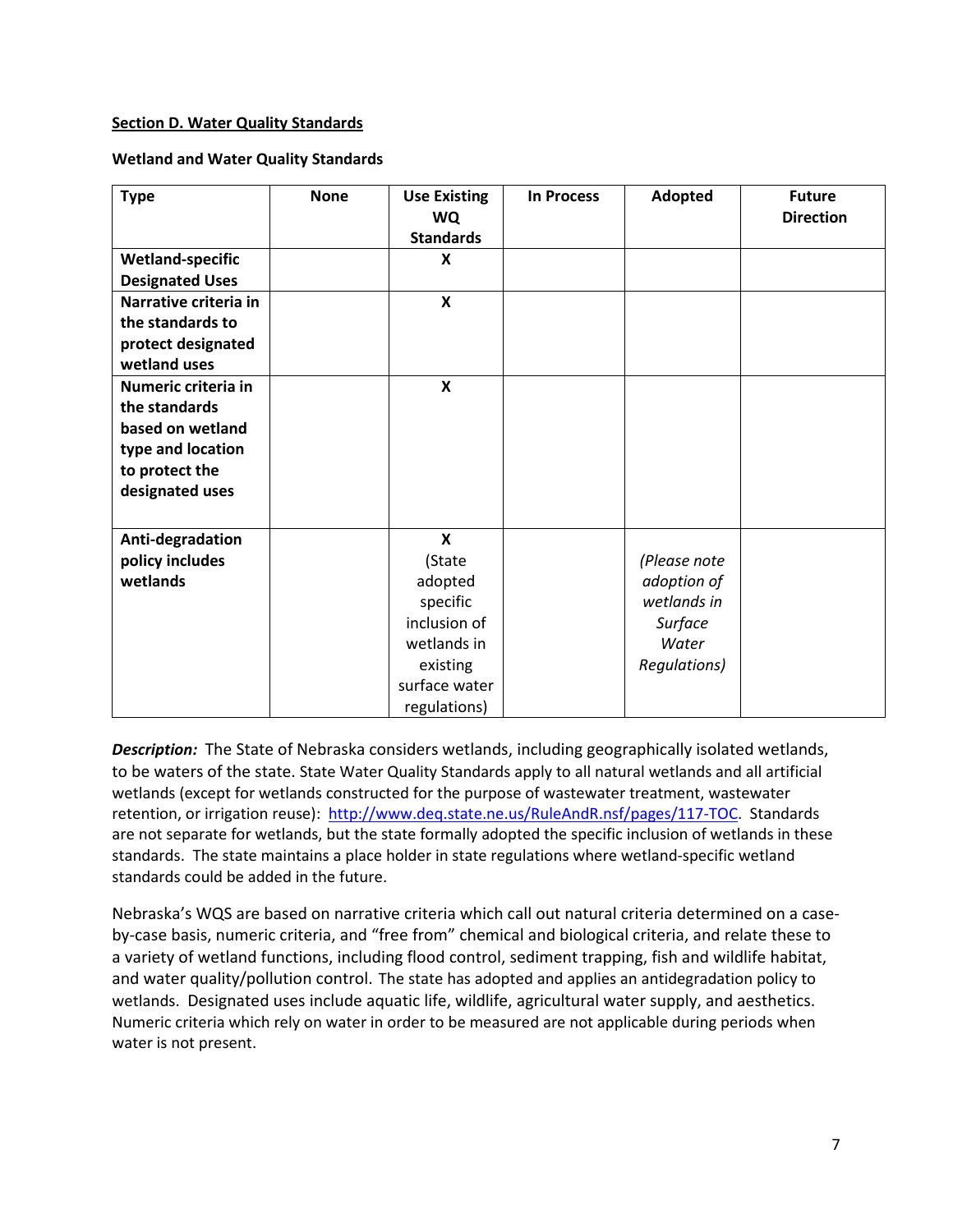**Section D. Water Quality Standards**

**Wetland and Water Quality Standards**

| Type | None | Use Existing WQ Standards | In Process | Adopted | Future Direction |
|---|---|---|---|---|---|
| **Wetland-specific Designated Uses** | | **X** | | | |
| **Narrative criteria in the standards to protect designated wetland uses** | | **X** | | | |
| **Numeric criteria in the standards based on wetland type and location to protect the designated uses** | | **X** | | | |
| **Anti-degradation policy includes wetlands** | | **X** (State adopted specific inclusion of wetlands in existing surface water regulations) | | *(Please note adoption of wetlands in Surface Water Regulations)* | |

***Description:*** The State of Nebraska considers wetlands, including geographically isolated wetlands, to be waters of the state. State Water Quality Standards apply to all natural wetlands and all artificial wetlands (except for wetlands constructed for the purpose of wastewater treatment, wastewater retention, or irrigation reuse): [http://www.deq.state.ne.us/RuleAndR.nsf/pages/117-TOC](http://www.deq.state.ne.us/RuleAndR.nsf/pages/117-TOC). Standards are not separate for wetlands, but the state formally adopted the specific inclusion of wetlands in these standards. The state maintains a place holder in state regulations where wetland-specific wetland standards could be added in the future.

Nebraska's WQS are based on narrative criteria which call out natural criteria determined on a case-by-case basis, numeric criteria, and "free from" chemical and biological criteria, and relate these to a variety of wetland functions, including flood control, sediment trapping, fish and wildlife habitat, and water quality/pollution control. The state has adopted and applies an antidegradation policy to wetlands. Designated uses include aquatic life, wildlife, agricultural water supply, and aesthetics. Numeric criteria which rely on water in order to be measured are not applicable during periods when water is not present.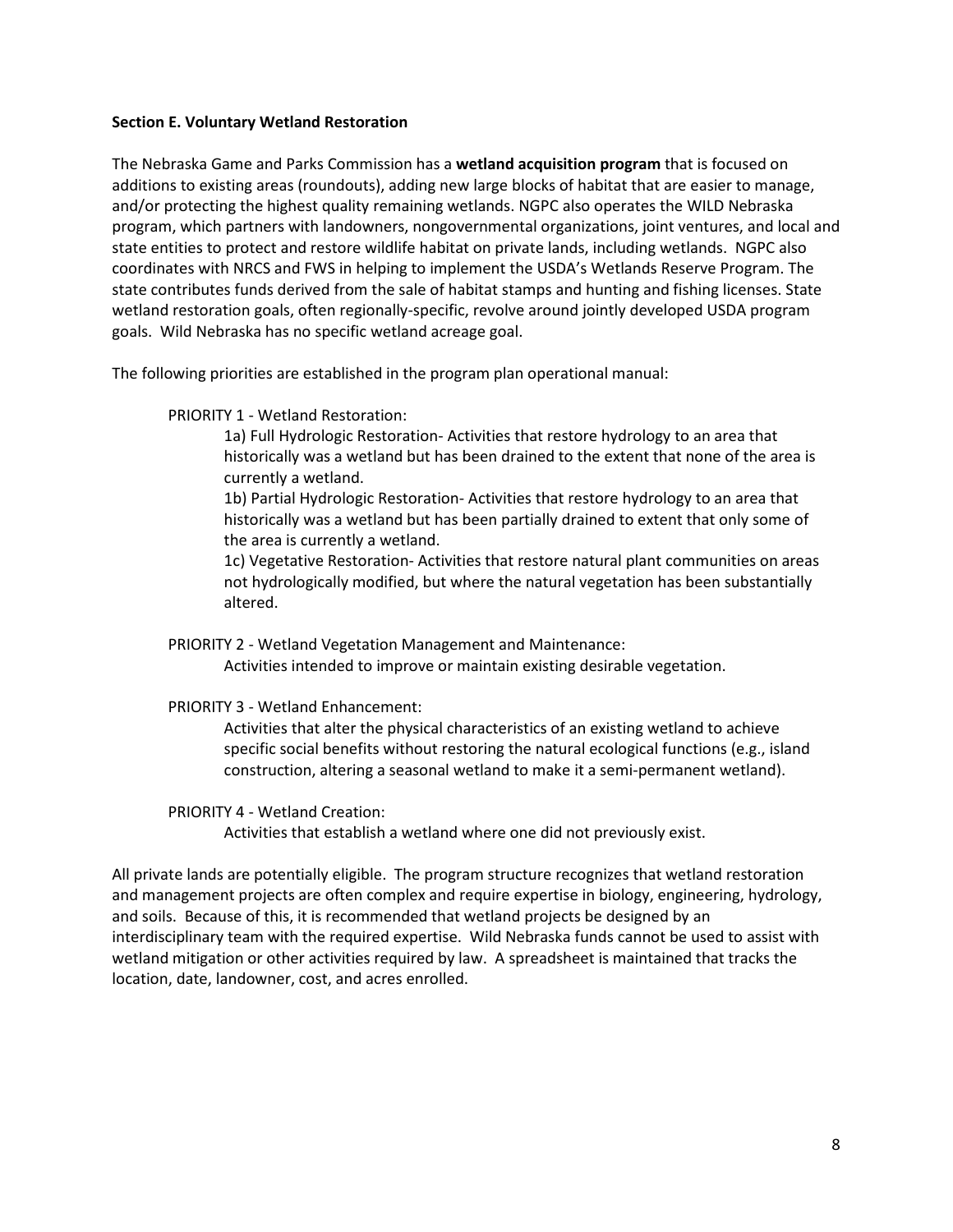**Section E. Voluntary Wetland Restoration**

The Nebraska Game and Parks Commission has a **wetland acquisition program** that is focused on additions to existing areas (roundouts), adding new large blocks of habitat that are easier to manage, and/or protecting the highest quality remaining wetlands. NGPC also operates the WILD Nebraska program, which partners with landowners, nongovernmental organizations, joint ventures, and local and state entities to protect and restore wildlife habitat on private lands, including wetlands. NGPC also coordinates with NRCS and FWS in helping to implement the USDA's Wetlands Reserve Program. The state contributes funds derived from the sale of habitat stamps and hunting and fishing licenses. State wetland restoration goals, often regionally-specific, revolve around jointly developed USDA program goals. Wild Nebraska has no specific wetland acreage goal.

The following priorities are established in the program plan operational manual:

PRIORITY 1 - Wetland Restoration:

> 1a) Full Hydrologic Restoration- Activities that restore hydrology to an area that historically was a wetland but has been drained to the extent that none of the area is currently a wetland.
>
> 1b) Partial Hydrologic Restoration- Activities that restore hydrology to an area that historically was a wetland but has been partially drained to extent that only some of the area is currently a wetland.
>
> 1c) Vegetative Restoration- Activities that restore natural plant communities on areas not hydrologically modified, but where the natural vegetation has been substantially altered.

PRIORITY 2 - Wetland Vegetation Management and Maintenance:

> Activities intended to improve or maintain existing desirable vegetation.

PRIORITY 3 - Wetland Enhancement:

> Activities that alter the physical characteristics of an existing wetland to achieve specific social benefits without restoring the natural ecological functions (e.g., island construction, altering a seasonal wetland to make it a semi-permanent wetland).

PRIORITY 4 - Wetland Creation:

> Activities that establish a wetland where one did not previously exist.

All private lands are potentially eligible. The program structure recognizes that wetland restoration and management projects are often complex and require expertise in biology, engineering, hydrology, and soils. Because of this, it is recommended that wetland projects be designed by an interdisciplinary team with the required expertise. Wild Nebraska funds cannot be used to assist with wetland mitigation or other activities required by law. A spreadsheet is maintained that tracks the location, date, landowner, cost, and acres enrolled.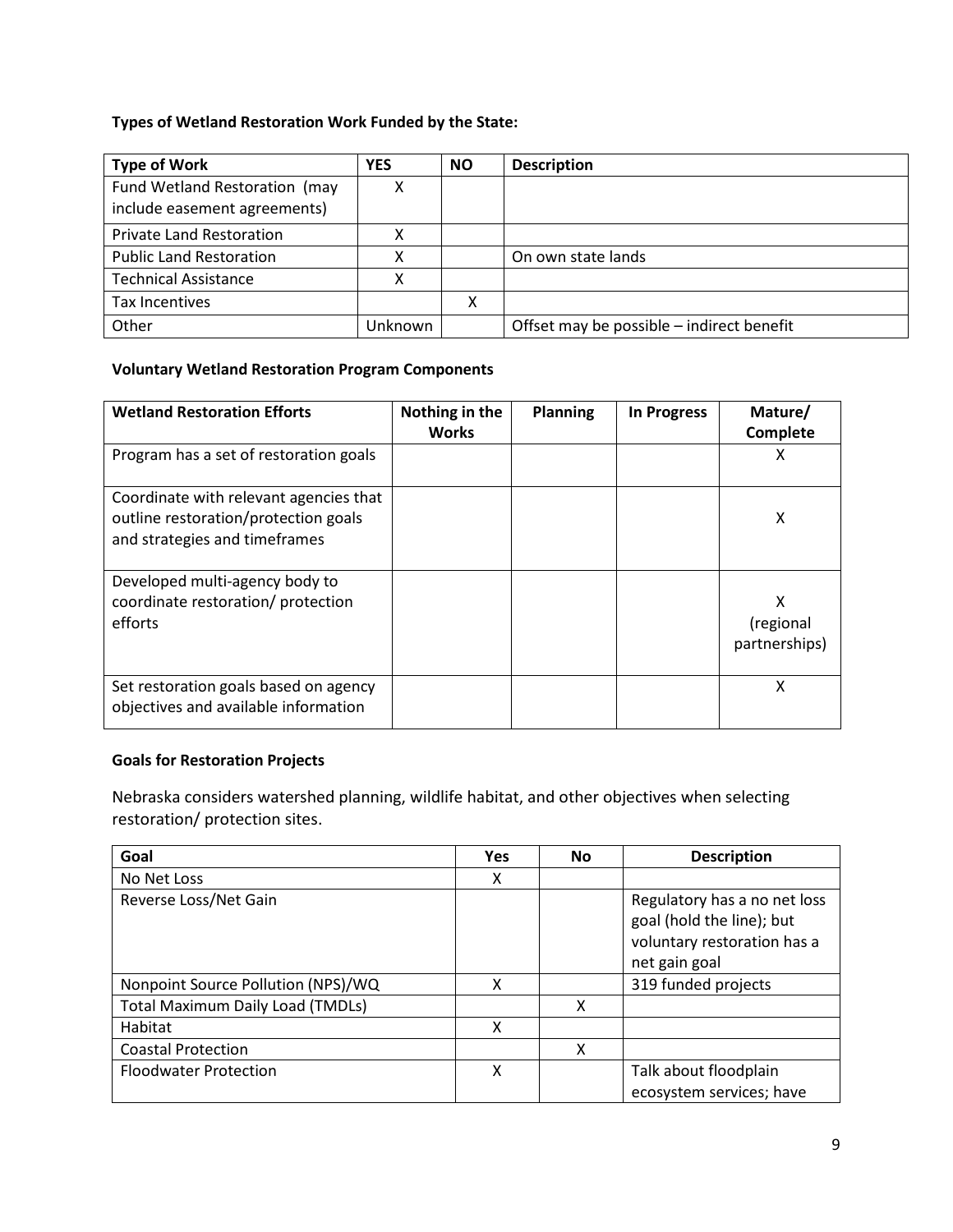**Types of Wetland Restoration Work Funded by the State:**

| Type of Work | YES | NO | Description |
|---|---|---|---|
| Fund Wetland Restoration (may include easement agreements) | X | | |
| Private Land Restoration | X | | |
| Public Land Restoration | X | | On own state lands |
| Technical Assistance | X | | |
| Tax Incentives | | X | |
| Other | Unknown | | Offset may be possible – indirect benefit |

**Voluntary Wetland Restoration Program Components**

| Wetland Restoration Efforts | Nothing in the Works | Planning | In Progress | Mature/ Complete |
|---|---|---|---|---|
| Program has a set of restoration goals | | | | X |
| Coordinate with relevant agencies that outline restoration/protection goals and strategies and timeframes | | | | X |
| Developed multi-agency body to coordinate restoration/ protection efforts | | | | X (regional partnerships) |
| Set restoration goals based on agency objectives and available information | | | | X |

**Goals for Restoration Projects**

Nebraska considers watershed planning, wildlife habitat, and other objectives when selecting restoration/ protection sites.

| Goal | Yes | No | Description |
|---|---|---|---|
| No Net Loss | X | | |
| Reverse Loss/Net Gain | | | Regulatory has a no net loss goal (hold the line); but voluntary restoration has a net gain goal |
| Nonpoint Source Pollution (NPS)/WQ | X | | 319 funded projects |
| Total Maximum Daily Load (TMDLs) | | X | |
| Habitat | X | | |
| Coastal Protection | | X | |
| Floodwater Protection | X | | Talk about floodplain ecosystem services; have |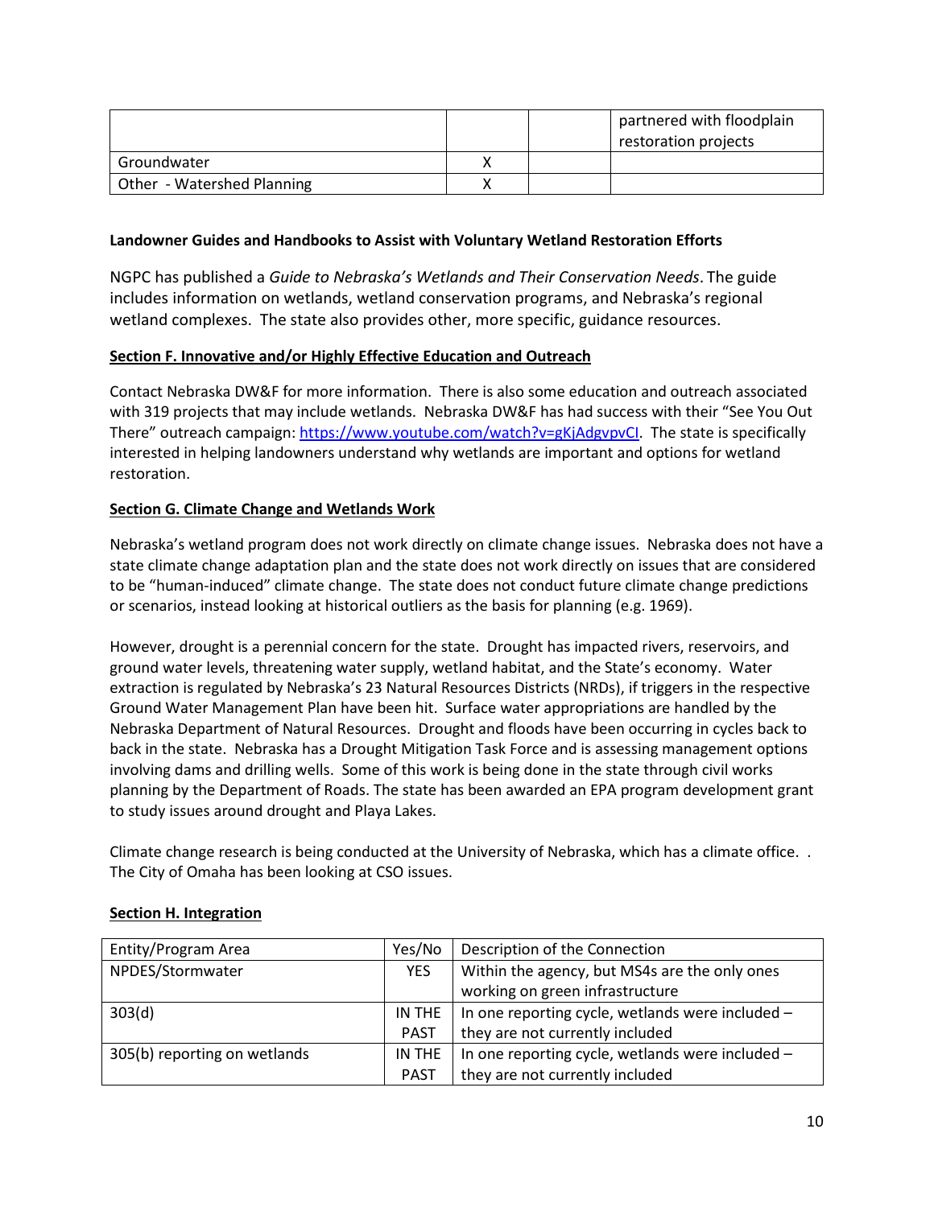| | | | |
|---|---|---|---|
| | | | partnered with floodplain restoration projects |
| Groundwater | X | | |
| Other - Watershed Planning | X | | |

**Landowner Guides and Handbooks to Assist with Voluntary Wetland Restoration Efforts**

NGPC has published a *Guide to Nebraska's Wetlands and Their Conservation Needs*. The guide includes information on wetlands, wetland conservation programs, and Nebraska's regional wetland complexes. The state also provides other, more specific, guidance resources.

**Section F. Innovative and/or Highly Effective Education and Outreach**

Contact Nebraska DW&F for more information. There is also some education and outreach associated with 319 projects that may include wetlands. Nebraska DW&F has had success with their "See You Out There" outreach campaign: https://www.youtube.com/watch?v=gKjAdgvpvCI. The state is specifically interested in helping landowners understand why wetlands are important and options for wetland restoration.

**Section G. Climate Change and Wetlands Work**

Nebraska's wetland program does not work directly on climate change issues. Nebraska does not have a state climate change adaptation plan and the state does not work directly on issues that are considered to be "human-induced" climate change. The state does not conduct future climate change predictions or scenarios, instead looking at historical outliers as the basis for planning (e.g. 1969).

However, drought is a perennial concern for the state. Drought has impacted rivers, reservoirs, and ground water levels, threatening water supply, wetland habitat, and the State's economy. Water extraction is regulated by Nebraska's 23 Natural Resources Districts (NRDs), if triggers in the respective Ground Water Management Plan have been hit. Surface water appropriations are handled by the Nebraska Department of Natural Resources. Drought and floods have been occurring in cycles back to back in the state. Nebraska has a Drought Mitigation Task Force and is assessing management options involving dams and drilling wells. Some of this work is being done in the state through civil works planning by the Department of Roads. The state has been awarded an EPA program development grant to study issues around drought and Playa Lakes.

Climate change research is being conducted at the University of Nebraska, which has a climate office. . The City of Omaha has been looking at CSO issues.

**Section H. Integration**

| Entity/Program Area | Yes/No | Description of the Connection |
|---|---|---|
| NPDES/Stormwater | YES | Within the agency, but MS4s are the only ones working on green infrastructure |
| 303(d) | IN THE PAST | In one reporting cycle, wetlands were included – they are not currently included |
| 305(b) reporting on wetlands | IN THE PAST | In one reporting cycle, wetlands were included – they are not currently included |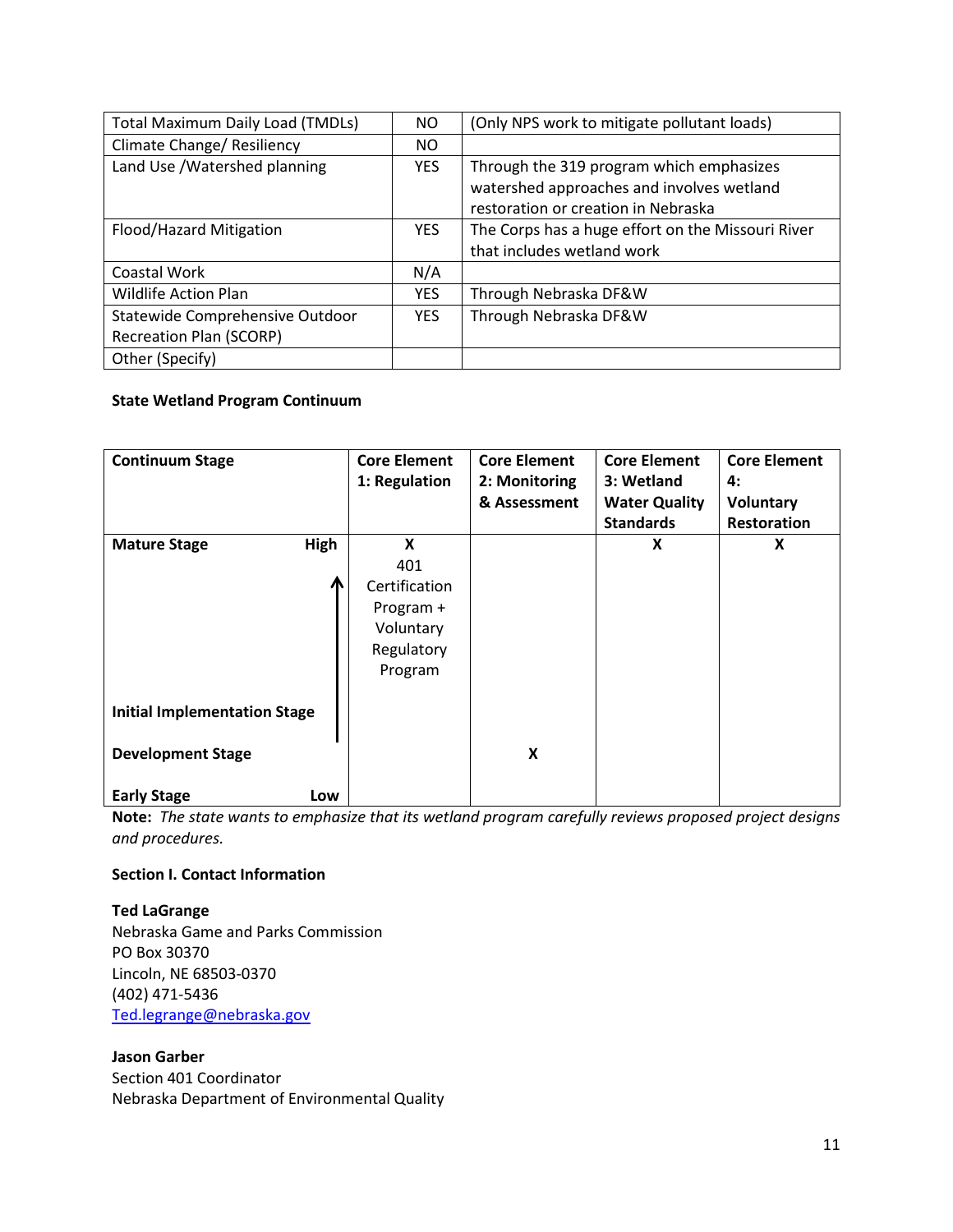| Total Maximum Daily Load (TMDLs) | NO | (Only NPS work to mitigate pollutant loads) |
|---|---|---|
| Climate Change/ Resiliency | NO | |
| Land Use /Watershed planning | YES | Through the 319 program which emphasizes watershed approaches and involves wetland restoration or creation in Nebraska |
| Flood/Hazard Mitigation | YES | The Corps has a huge effort on the Missouri River that includes wetland work |
| Coastal Work | N/A | |
| Wildlife Action Plan | YES | Through Nebraska DF&W |
| Statewide Comprehensive Outdoor Recreation Plan (SCORP) | YES | Through Nebraska DF&W |
| Other (Specify) | | |

**State Wetland Program Continuum**

| Continuum Stage | Core Element 1: Regulation | Core Element 2: Monitoring & Assessment | Core Element 3: Wetland Water Quality Standards | Core Element 4: Voluntary Restoration |
|---|---|---|---|---|
| **Mature Stage** — High | X 401 Certification Program + Voluntary Regulatory Program | | X | X |
| **Initial Implementation Stage** | | | | |
| **Development Stage** | | X | | |
| **Early Stage** — Low | | | | |

**Note:** *The state wants to emphasize that its wetland program carefully reviews proposed project designs and procedures.*

**Section I. Contact Information**

**Ted LaGrange**
Nebraska Game and Parks Commission
PO Box 30370
Lincoln, NE 68503-0370
(402) 471-5436
Ted.legrange@nebraska.gov

**Jason Garber**
Section 401 Coordinator
Nebraska Department of Environmental Quality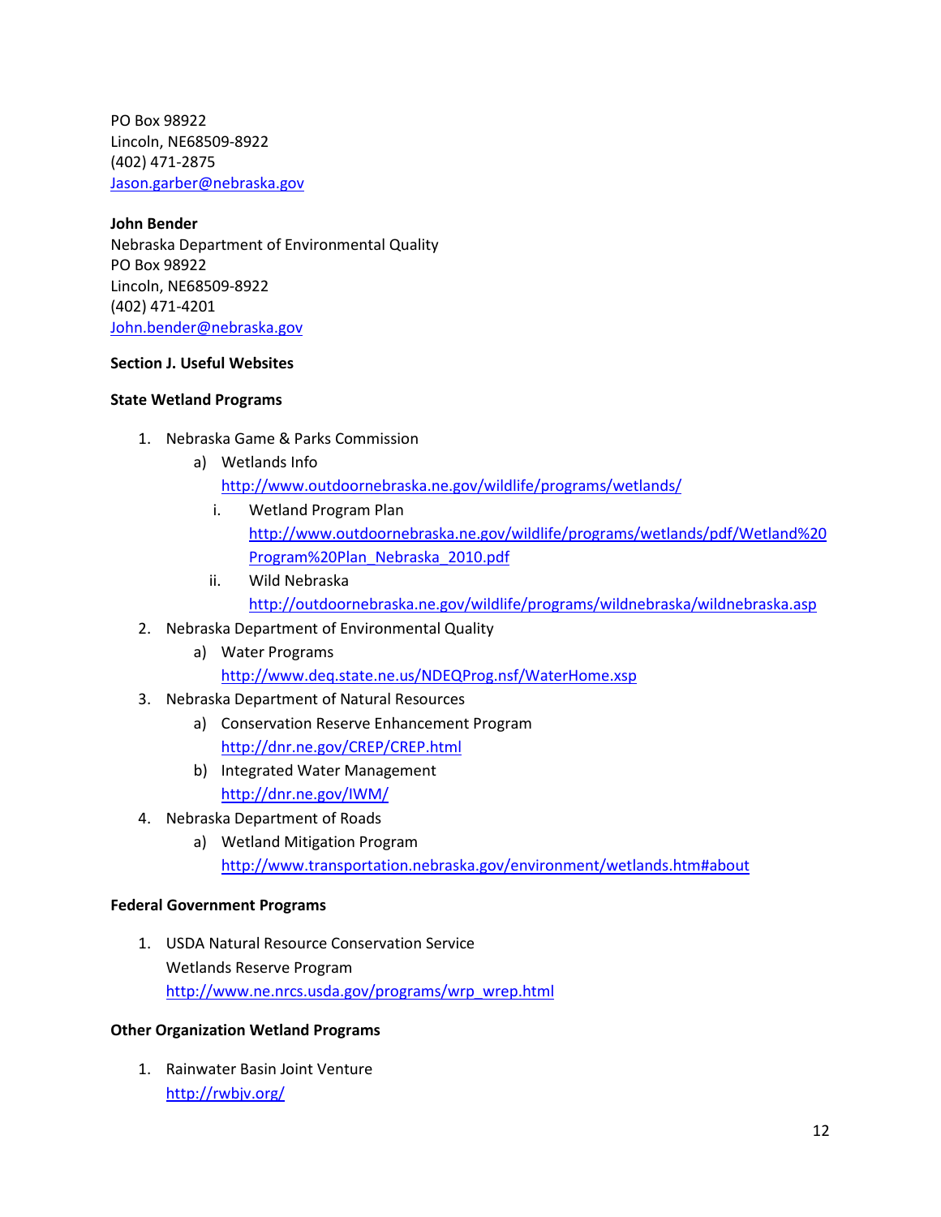PO Box 98922
Lincoln, NE68509-8922
(402) 471-2875
Jason.garber@nebraska.gov

**John Bender**
Nebraska Department of Environmental Quality
PO Box 98922
Lincoln, NE68509-8922
(402) 471-4201
John.bender@nebraska.gov

**Section J. Useful Websites**

**State Wetland Programs**

1. Nebraska Game & Parks Commission
    a) Wetlands Info
       http://www.outdoornebraska.ne.gov/wildlife/programs/wetlands/
        i. Wetland Program Plan
           http://www.outdoornebraska.ne.gov/wildlife/programs/wetlands/pdf/Wetland%20Program%20Plan_Nebraska_2010.pdf
        ii. Wild Nebraska
           http://outdoornebraska.ne.gov/wildlife/programs/wildnebraska/wildnebraska.asp
2. Nebraska Department of Environmental Quality
    a) Water Programs
       http://www.deq.state.ne.us/NDEQProg.nsf/WaterHome.xsp
3. Nebraska Department of Natural Resources
    a) Conservation Reserve Enhancement Program
       http://dnr.ne.gov/CREP/CREP.html
    b) Integrated Water Management
       http://dnr.ne.gov/IWM/
4. Nebraska Department of Roads
    a) Wetland Mitigation Program
       http://www.transportation.nebraska.gov/environment/wetlands.htm#about

**Federal Government Programs**

1. USDA Natural Resource Conservation Service
   Wetlands Reserve Program
   http://www.ne.nrcs.usda.gov/programs/wrp_wrep.html

**Other Organization Wetland Programs**

1. Rainwater Basin Joint Venture
   http://rwbjv.org/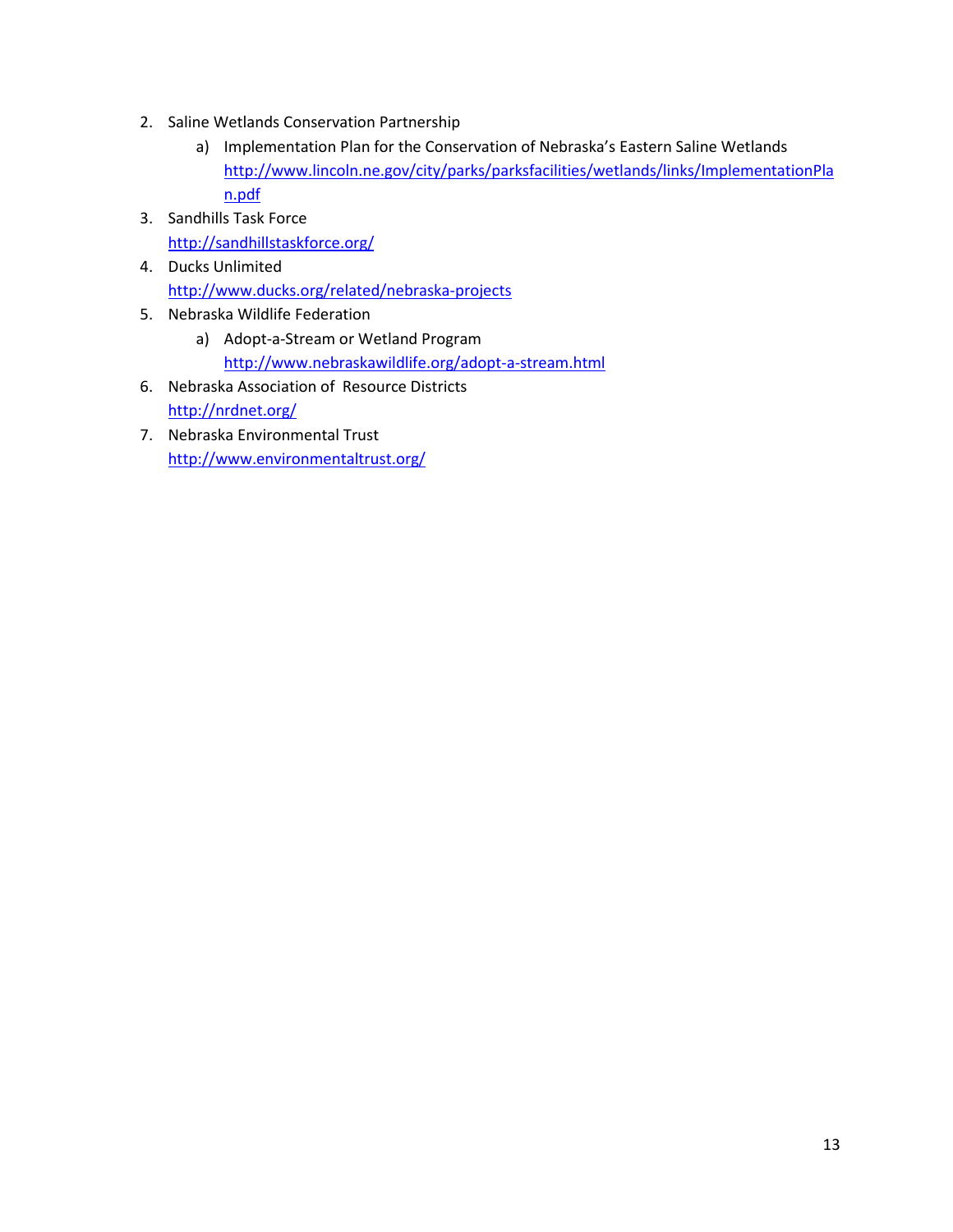2. Saline Wetlands Conservation Partnership
    a) Implementation Plan for the Conservation of Nebraska's Eastern Saline Wetlands
       http://www.lincoln.ne.gov/city/parks/parksfacilities/wetlands/links/ImplementationPlan.pdf
3. Sandhills Task Force
   http://sandhillstaskforce.org/
4. Ducks Unlimited
   http://www.ducks.org/related/nebraska-projects
5. Nebraska Wildlife Federation
    a) Adopt-a-Stream or Wetland Program
       http://www.nebraskawildlife.org/adopt-a-stream.html
6. Nebraska Association of Resource Districts
   http://nrdnet.org/
7. Nebraska Environmental Trust
   http://www.environmentaltrust.org/